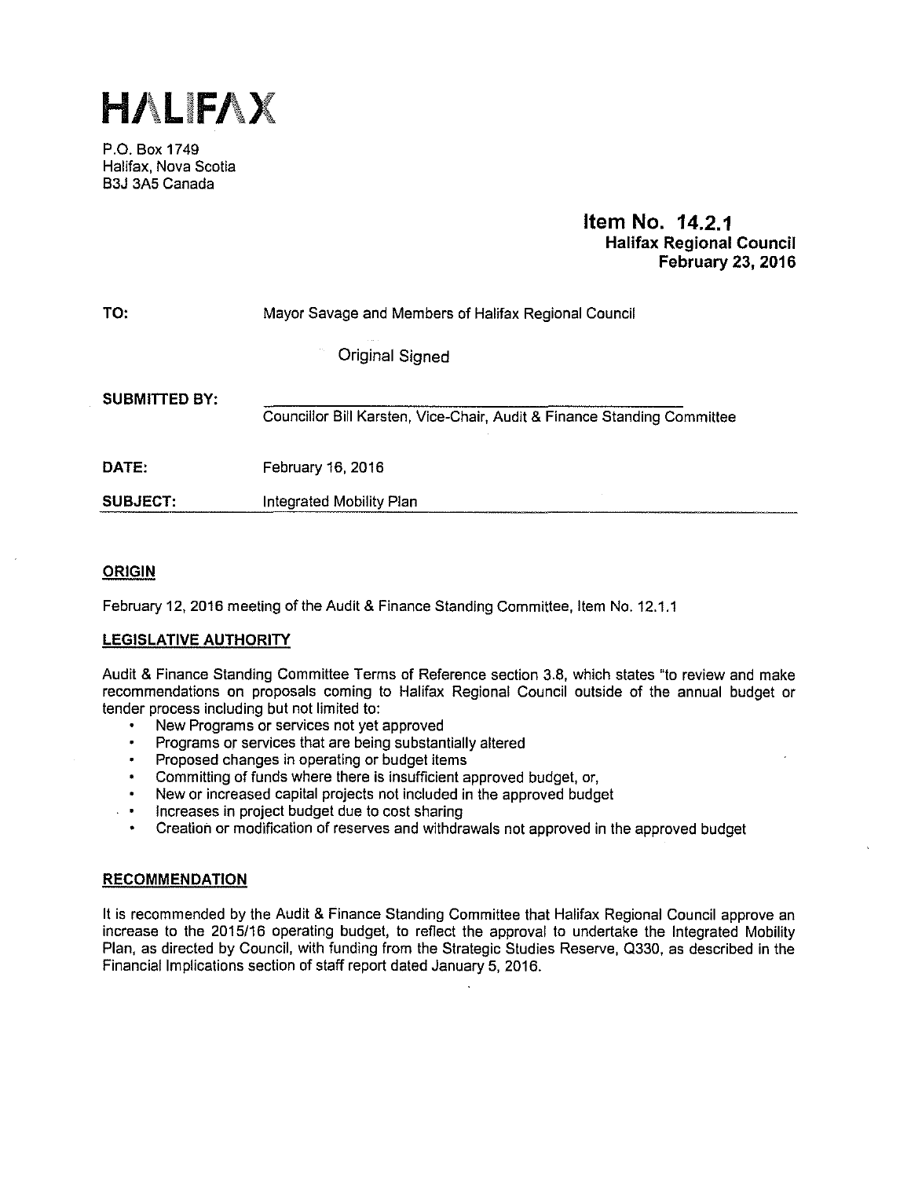# HALIFAX

P.O. Box 1749
Halifax, Nova Scotia
B3J 3A5 Canada

**Item No. 14.2.1**
**Halifax Regional Council**
**February 23, 2016**

| | |
|---|---|
| **TO:** | Mayor Savage and Members of Halifax Regional Council |
| | Original Signed |
| **SUBMITTED BY:** | Councillor Bill Karsten, Vice-Chair, Audit & Finance Standing Committee |
| **DATE:** | February 16, 2016 |
| **SUBJECT:** | Integrated Mobility Plan |

## ORIGIN

February 12, 2016 meeting of the Audit & Finance Standing Committee, Item No. 12.1.1

## LEGISLATIVE AUTHORITY

Audit & Finance Standing Committee Terms of Reference section 3.8, which states "to review and make recommendations on proposals coming to Halifax Regional Council outside of the annual budget or tender process including but not limited to:

- New Programs or services not yet approved
- Programs or services that are being substantially altered
- Proposed changes in operating or budget items
- Committing of funds where there is insufficient approved budget, or,
- New or increased capital projects not included in the approved budget
- Increases in project budget due to cost sharing
- Creation or modification of reserves and withdrawals not approved in the approved budget

## RECOMMENDATION

It is recommended by the Audit & Finance Standing Committee that Halifax Regional Council approve an increase to the 2015/16 operating budget, to reflect the approval to undertake the Integrated Mobility Plan, as directed by Council, with funding from the Strategic Studies Reserve, Q330, as described in the Financial Implications section of staff report dated January 5, 2016.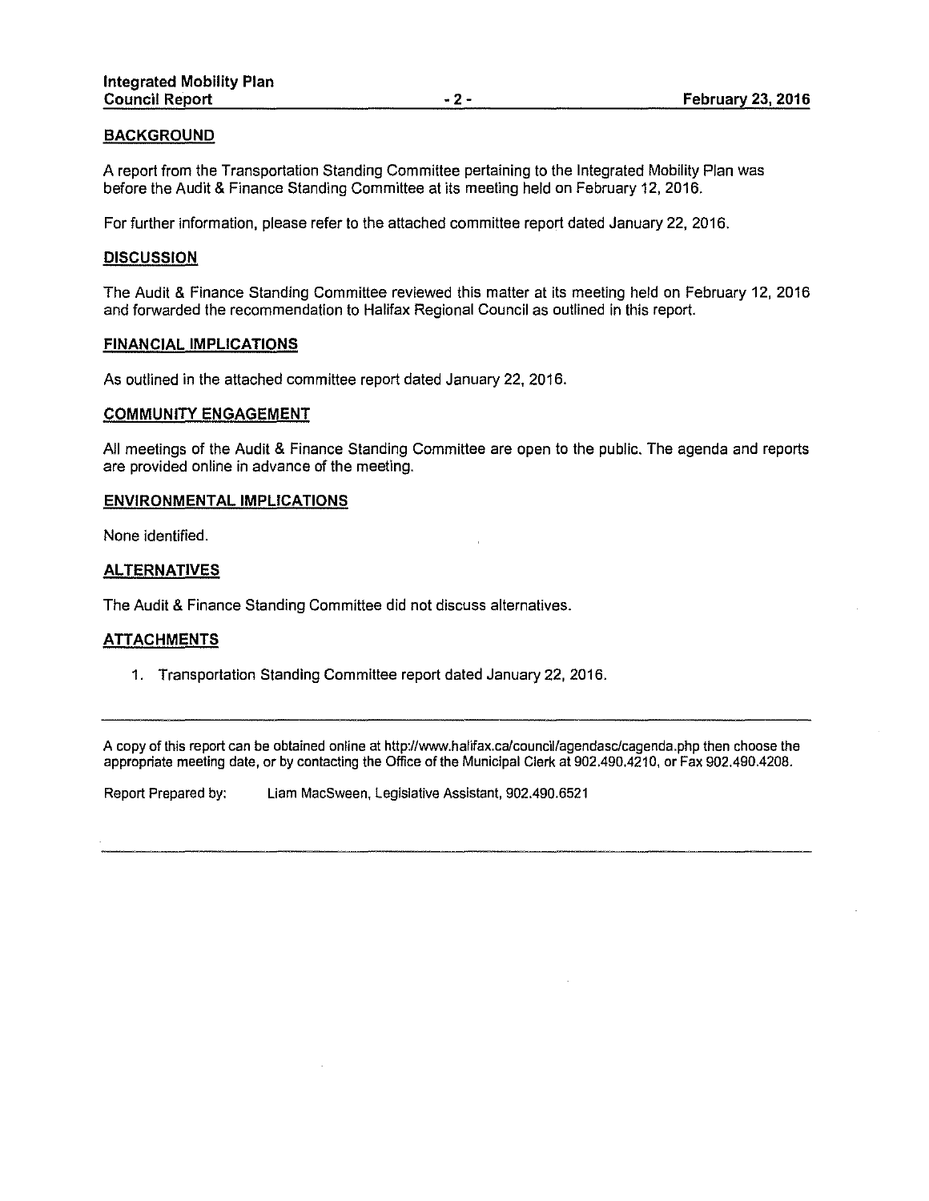## BACKGROUND

A report from the Transportation Standing Committee pertaining to the Integrated Mobility Plan was before the Audit & Finance Standing Committee at its meeting held on February 12, 2016.

For further information, please refer to the attached committee report dated January 22, 2016.

## DISCUSSION

The Audit & Finance Standing Committee reviewed this matter at its meeting held on February 12, 2016 and forwarded the recommendation to Halifax Regional Council as outlined in this report.

## FINANCIAL IMPLICATIONS

As outlined in the attached committee report dated January 22, 2016.

## COMMUNITY ENGAGEMENT

All meetings of the Audit & Finance Standing Committee are open to the public. The agenda and reports are provided online in advance of the meeting.

## ENVIRONMENTAL IMPLICATIONS

None identified.

## ALTERNATIVES

The Audit & Finance Standing Committee did not discuss alternatives.

## ATTACHMENTS

1. Transportation Standing Committee report dated January 22, 2016.

---

A copy of this report can be obtained online at http://www.halifax.ca/council/agendasc/cagenda.php then choose the appropriate meeting date, or by contacting the Office of the Municipal Clerk at 902.490.4210, or Fax 902.490.4208.

Report Prepared by: Liam MacSween, Legislative Assistant, 902.490.6521

---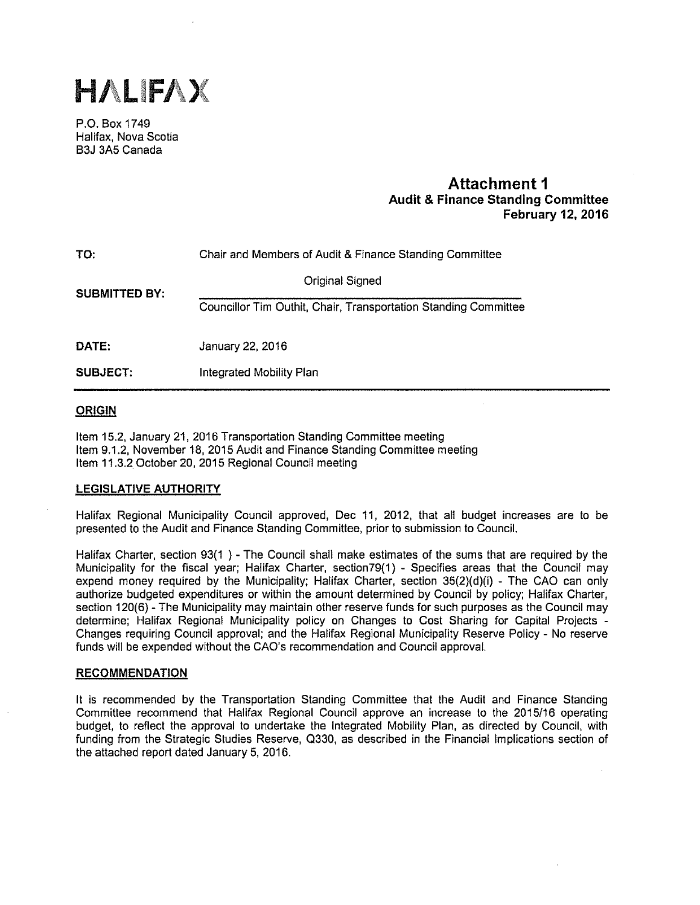# HALIFAX

P.O. Box 1749
Halifax, Nova Scotia
B3J 3A5 Canada

## Attachment 1
**Audit & Finance Standing Committee**
**February 12, 2016**

**TO:** Chair and Members of Audit & Finance Standing Committee

**SUBMITTED BY:** Original Signed

Councillor Tim Outhit, Chair, Transportation Standing Committee

**DATE:** January 22, 2016

**SUBJECT:** Integrated Mobility Plan

## ORIGIN

Item 15.2, January 21, 2016 Transportation Standing Committee meeting
Item 9.1.2, November 18, 2015 Audit and Finance Standing Committee meeting
Item 11.3.2 October 20, 2015 Regional Council meeting

## LEGISLATIVE AUTHORITY

Halifax Regional Municipality Council approved, Dec 11, 2012, that all budget increases are to be presented to the Audit and Finance Standing Committee, prior to submission to Council.

Halifax Charter, section 93(1 ) - The Council shall make estimates of the sums that are required by the Municipality for the fiscal year; Halifax Charter, section79(1) - Specifies areas that the Council may expend money required by the Municipality; Halifax Charter, section 35(2)(d)(i) - The CAO can only authorize budgeted expenditures or within the amount determined by Council by policy; Halifax Charter, section 120(6) - The Municipality may maintain other reserve funds for such purposes as the Council may determine; Halifax Regional Municipality policy on Changes to Cost Sharing for Capital Projects - Changes requiring Council approval; and the Halifax Regional Municipality Reserve Policy - No reserve funds will be expended without the CAO's recommendation and Council approval.

## RECOMMENDATION

It is recommended by the Transportation Standing Committee that the Audit and Finance Standing Committee recommend that Halifax Regional Council approve an increase to the 2015/16 operating budget, to reflect the approval to undertake the Integrated Mobility Plan, as directed by Council, with funding from the Strategic Studies Reserve, Q330, as described in the Financial Implications section of the attached report dated January 5, 2016.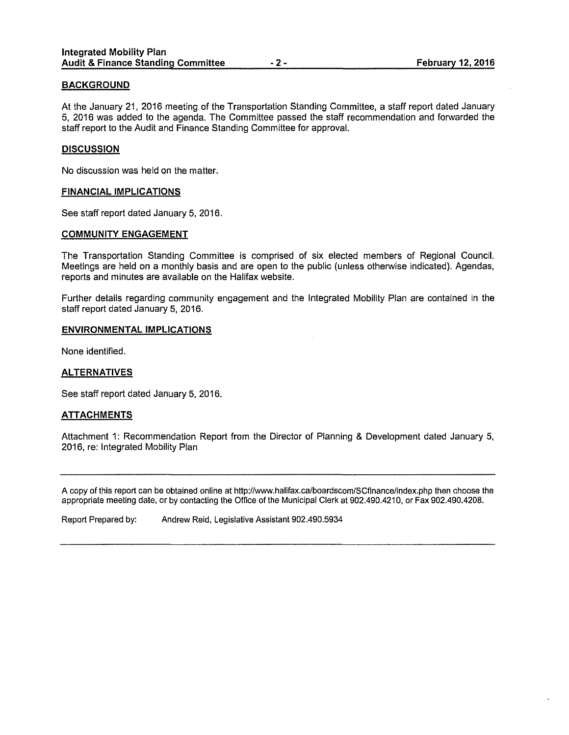## BACKGROUND

At the January 21, 2016 meeting of the Transportation Standing Committee, a staff report dated January 5, 2016 was added to the agenda. The Committee passed the staff recommendation and forwarded the staff report to the Audit and Finance Standing Committee for approval.

## DISCUSSION

No discussion was held on the matter.

## FINANCIAL IMPLICATIONS

See staff report dated January 5, 2016.

## COMMUNITY ENGAGEMENT

The Transportation Standing Committee is comprised of six elected members of Regional Council. Meetings are held on a monthly basis and are open to the public (unless otherwise indicated). Agendas, reports and minutes are available on the Halifax website.

Further details regarding community engagement and the Integrated Mobility Plan are contained in the staff report dated January 5, 2016.

## ENVIRONMENTAL IMPLICATIONS

None identified.

## ALTERNATIVES

See staff report dated January 5, 2016.

## ATTACHMENTS

Attachment 1: Recommendation Report from the Director of Planning & Development dated January 5, 2016, re: Integrated Mobility Plan

---

A copy of this report can be obtained online at http://www.halifax.ca/boardscom/SCfinance/index.php then choose the appropriate meeting date, or by contacting the Office of the Municipal Clerk at 902.490.4210, or Fax 902.490.4208.

Report Prepared by: Andrew Reid, Legislative Assistant 902.490.5934

---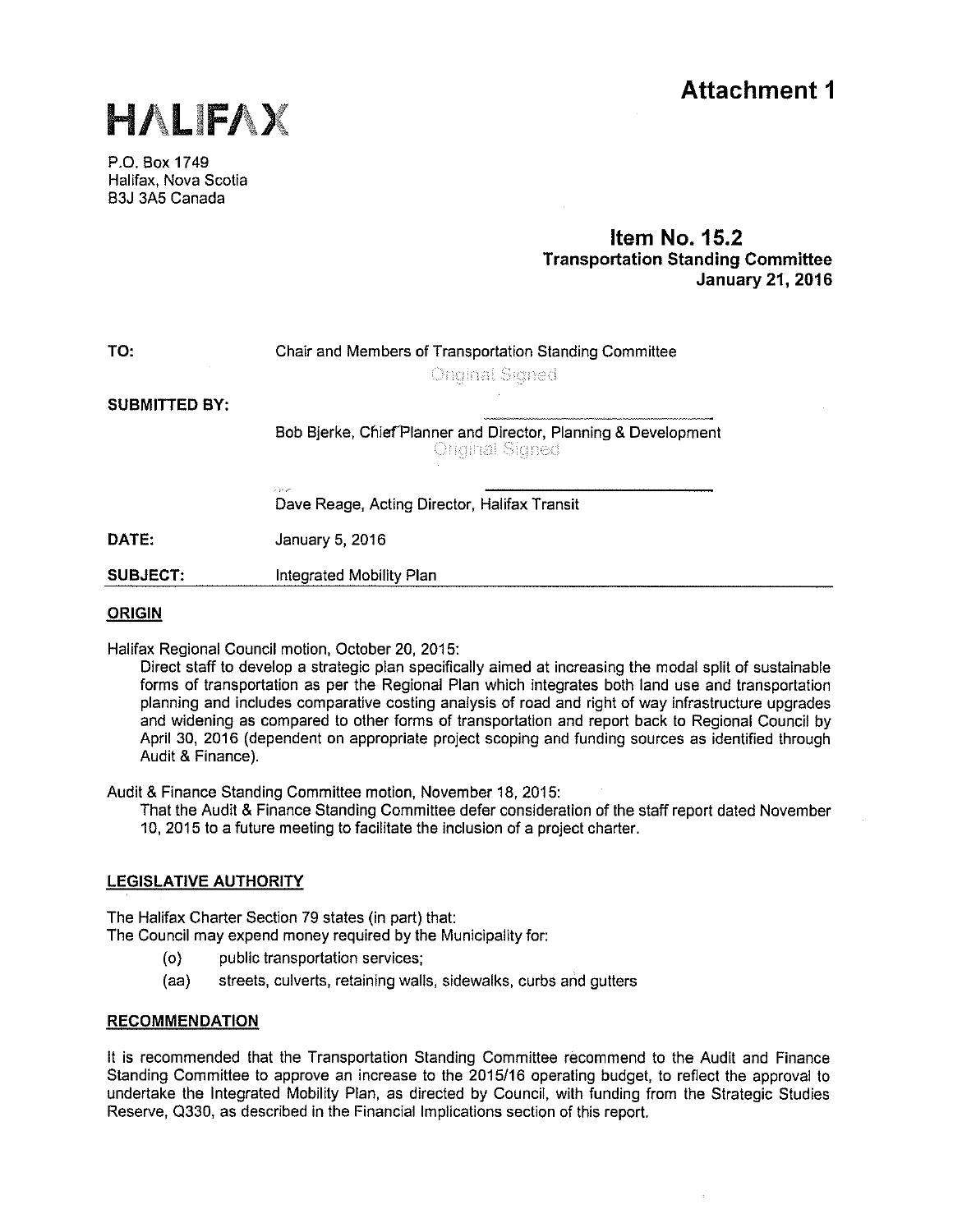# Attachment 1

HALIFAX

P.O. Box 1749
Halifax, Nova Scotia
B3J 3A5 Canada

**Item No. 15.2**
**Transportation Standing Committee**
**January 21, 2016**

| | |
|---|---|
| **TO:** | Chair and Members of Transportation Standing Committee |
| | Original Signed |
| **SUBMITTED BY:** | |
| | Bob Bjerke, Chief Planner and Director, Planning & Development |
| | Original Signed |
| | Dave Reage, Acting Director, Halifax Transit |
| **DATE:** | January 5, 2016 |
| **SUBJECT:** | Integrated Mobility Plan |

## ORIGIN

Halifax Regional Council motion, October 20, 2015:

Direct staff to develop a strategic plan specifically aimed at increasing the modal split of sustainable forms of transportation as per the Regional Plan which integrates both land use and transportation planning and includes comparative costing analysis of road and right of way infrastructure upgrades and widening as compared to other forms of transportation and report back to Regional Council by April 30, 2016 (dependent on appropriate project scoping and funding sources as identified through Audit & Finance).

Audit & Finance Standing Committee motion, November 18, 2015:

That the Audit & Finance Standing Committee defer consideration of the staff report dated November 10, 2015 to a future meeting to facilitate the inclusion of a project charter.

## LEGISLATIVE AUTHORITY

The Halifax Charter Section 79 states (in part) that:
The Council may expend money required by the Municipality for:

(o) public transportation services;
(aa) streets, culverts, retaining walls, sidewalks, curbs and gutters

## RECOMMENDATION

It is recommended that the Transportation Standing Committee recommend to the Audit and Finance Standing Committee to approve an increase to the 2015/16 operating budget, to reflect the approval to undertake the Integrated Mobility Plan, as directed by Council, with funding from the Strategic Studies Reserve, Q330, as described in the Financial Implications section of this report.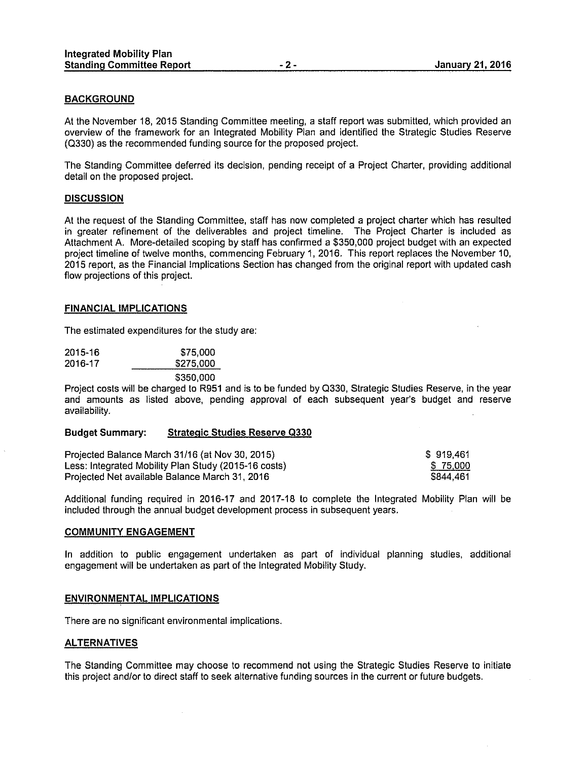## BACKGROUND

At the November 18, 2015 Standing Committee meeting, a staff report was submitted, which provided an overview of the framework for an Integrated Mobility Plan and identified the Strategic Studies Reserve (Q330) as the recommended funding source for the proposed project.

The Standing Committee deferred its decision, pending receipt of a Project Charter, providing additional detail on the proposed project.

## DISCUSSION

At the request of the Standing Committee, staff has now completed a project charter which has resulted in greater refinement of the deliverables and project timeline. The Project Charter is included as Attachment A. More-detailed scoping by staff has confirmed a $350,000 project budget with an expected project timeline of twelve months, commencing February 1, 2016. This report replaces the November 10, 2015 report, as the Financial Implications Section has changed from the original report with updated cash flow projections of this project.

## FINANCIAL IMPLICATIONS

The estimated expenditures for the study are:

| | |
|---|---|
| 2015-16 | $75,000 |
| 2016-17 | $275,000 |
| | $350,000 |

Project costs will be charged to R951 and is to be funded by Q330, Strategic Studies Reserve, in the year and amounts as listed above, pending approval of each subsequent year's budget and reserve availability.

**Budget Summary:** **Strategic Studies Reserve Q330**

| | |
|---|---|
| Projected Balance March 31/16 (at Nov 30, 2015) | $ 919,461 |
| Less: Integrated Mobility Plan Study (2015-16 costs) | $ 75,000 |
| Projected Net available Balance March 31, 2016 | $844,461 |

Additional funding required in 2016-17 and 2017-18 to complete the Integrated Mobility Plan will be included through the annual budget development process in subsequent years.

## COMMUNITY ENGAGEMENT

In addition to public engagement undertaken as part of individual planning studies, additional engagement will be undertaken as part of the Integrated Mobility Study.

## ENVIRONMENTAL IMPLICATIONS

There are no significant environmental implications.

## ALTERNATIVES

The Standing Committee may choose to recommend not using the Strategic Studies Reserve to initiate this project and/or to direct staff to seek alternative funding sources in the current or future budgets.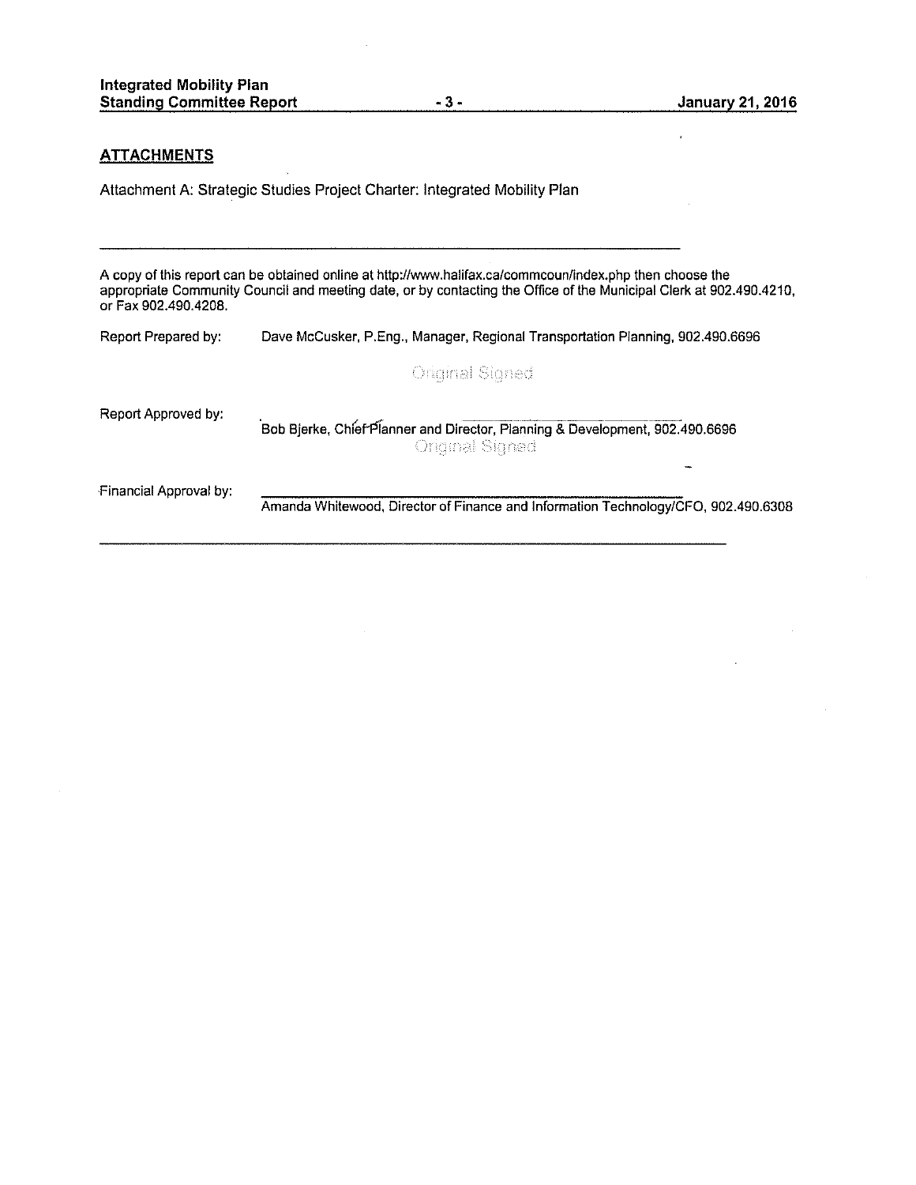## ATTACHMENTS

Attachment A: Strategic Studies Project Charter: Integrated Mobility Plan

---

A copy of this report can be obtained online at http://www.halifax.ca/commcoun/index.php then choose the appropriate Community Council and meeting date, or by contacting the Office of the Municipal Clerk at 902.490.4210, or Fax 902.490.4208.

Report Prepared by: Dave McCusker, P.Eng., Manager, Regional Transportation Planning, 902.490.6696

Original Signed

Report Approved by: Bob Bjerke, Chief Planner and Director, Planning & Development, 902.490.6696

Original Signed

Financial Approval by: Amanda Whitewood, Director of Finance and Information Technology/CFO, 902.490.6308

---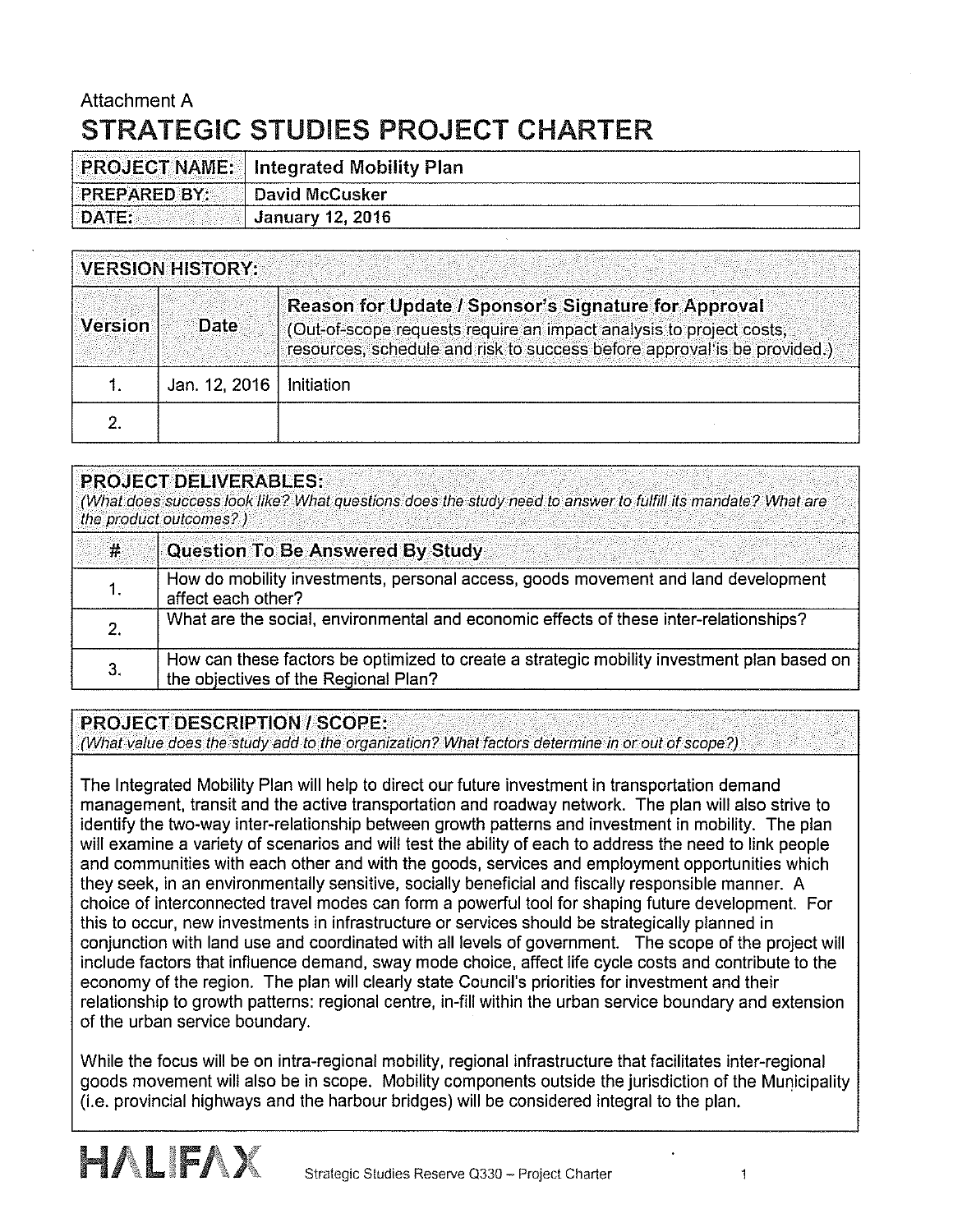Attachment A

# STRATEGIC STUDIES PROJECT CHARTER

| PROJECT NAME: | Integrated Mobility Plan |
|---|---|
| PREPARED BY: | David McCusker |
| DATE: | January 12, 2016 |

**VERSION HISTORY:**

| Version | Date | Reason for Update / Sponsor's Signature for Approval (Out-of-scope requests require an impact analysis to project costs, resources, schedule and risk to success before approval is be provided.) |
|---|---|---|
| 1. | Jan. 12, 2016 | Initiation |
| 2. | | |

**PROJECT DELIVERABLES:**
*(What does success look like? What questions does the study need to answer to fulfill its mandate? What are the product outcomes?)*

| # | Question To Be Answered By Study |
|---|---|
| 1. | How do mobility investments, personal access, goods movement and land development affect each other? |
| 2. | What are the social, environmental and economic effects of these inter-relationships? |
| 3. | How can these factors be optimized to create a strategic mobility investment plan based on the objectives of the Regional Plan? |

**PROJECT DESCRIPTION / SCOPE:**
*(What value does the study add to the organization? What factors determine in or out of scope?)*

The Integrated Mobility Plan will help to direct our future investment in transportation demand management, transit and the active transportation and roadway network. The plan will also strive to identify the two-way inter-relationship between growth patterns and investment in mobility. The plan will examine a variety of scenarios and will test the ability of each to address the need to link people and communities with each other and with the goods, services and employment opportunities which they seek, in an environmentally sensitive, socially beneficial and fiscally responsible manner. A choice of interconnected travel modes can form a powerful tool for shaping future development. For this to occur, new investments in infrastructure or services should be strategically planned in conjunction with land use and coordinated with all levels of government. The scope of the project will include factors that influence demand, sway mode choice, affect life cycle costs and contribute to the economy of the region. The plan will clearly state Council's priorities for investment and their relationship to growth patterns: regional centre, in-fill within the urban service boundary and extension of the urban service boundary.

While the focus will be on intra-regional mobility, regional infrastructure that facilitates inter-regional goods movement will also be in scope. Mobility components outside the jurisdiction of the Municipality (i.e. provincial highways and the harbour bridges) will be considered integral to the plan.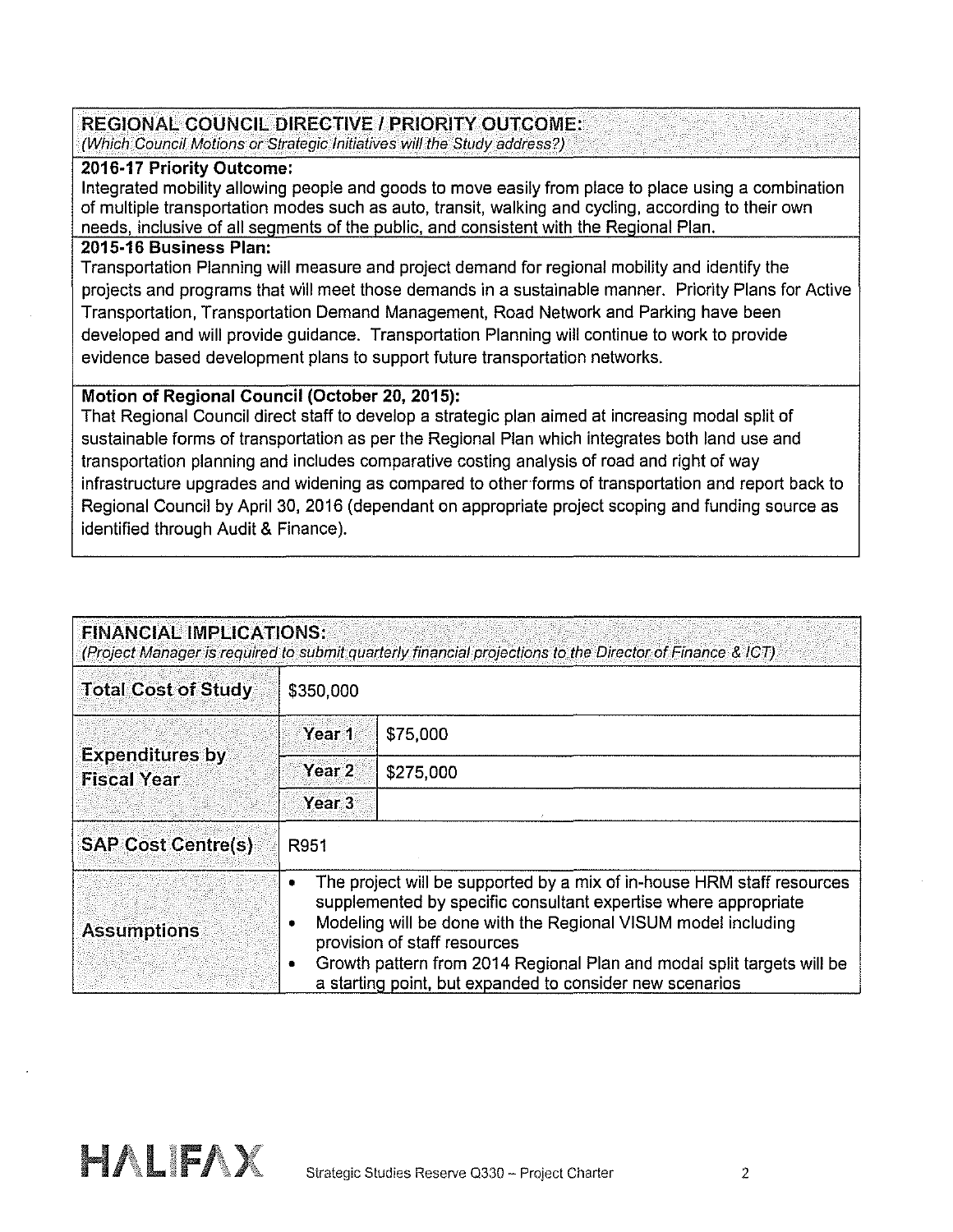## REGIONAL COUNCIL DIRECTIVE / PRIORITY OUTCOME:

*(Which Council Motions or Strategic Initiatives will the Study address?)*

**2016-17 Priority Outcome:**

Integrated mobility allowing people and goods to move easily from place to place using a combination of multiple transportation modes such as auto, transit, walking and cycling, according to their own needs, inclusive of all segments of the public, and consistent with the Regional Plan.

**2015-16 Business Plan:**

Transportation Planning will measure and project demand for regional mobility and identify the projects and programs that will meet those demands in a sustainable manner. Priority Plans for Active Transportation, Transportation Demand Management, Road Network and Parking have been developed and will provide guidance. Transportation Planning will continue to work to provide evidence based development plans to support future transportation networks.

**Motion of Regional Council (October 20, 2015):**

That Regional Council direct staff to develop a strategic plan aimed at increasing modal split of sustainable forms of transportation as per the Regional Plan which integrates both land use and transportation planning and includes comparative costing analysis of road and right of way infrastructure upgrades and widening as compared to other forms of transportation and report back to Regional Council by April 30, 2016 (dependant on appropriate project scoping and funding source as identified through Audit & Finance).

## FINANCIAL IMPLICATIONS:

*(Project Manager is required to submit quarterly financial projections to the Director of Finance & ICT)*

| | | |
|---|---|---|
| **Total Cost of Study** | $350,000 | |
| **Expenditures by Fiscal Year** | **Year 1** | $75,000 |
| | **Year 2** | $275,000 |
| | **Year 3** | |
| **SAP Cost Centre(s)** | R951 | |
| **Assumptions** | • The project will be supported by a mix of in-house HRM staff resources supplemented by specific consultant expertise where appropriate<br>• Modeling will be done with the Regional VISUM model including provision of staff resources<br>• Growth pattern from 2014 Regional Plan and modal split targets will be a starting point, but expanded to consider new scenarios | |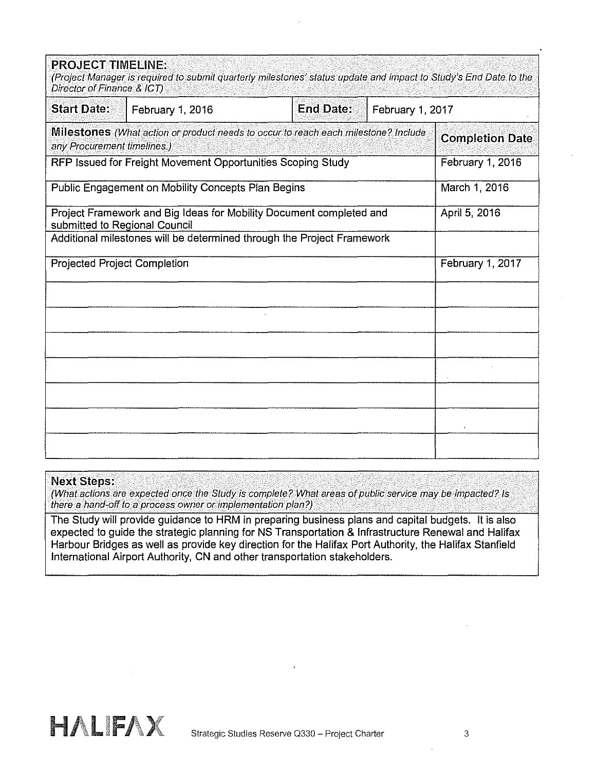## PROJECT TIMELINE:

*(Project Manager is required to submit quarterly milestones' status update and impact to Study's End Date to the Director of Finance & ICT)*

| Start Date: | February 1, 2016 | End Date: | February 1, 2017 |
|---|---|---|---|

| Milestones *(What action or product needs to occur to reach each milestone? Include any Procurement timelines.)* | Completion Date |
|---|---|
| RFP Issued for Freight Movement Opportunities Scoping Study | February 1, 2016 |
| Public Engagement on Mobility Concepts Plan Begins | March 1, 2016 |
| Project Framework and Big Ideas for Mobility Document completed and submitted to Regional Council | April 5, 2016 |
| Additional milestones will be determined through the Project Framework | |
| Projected Project Completion | February 1, 2017 |
| | |
| | |
| | |
| | |
| | |
| | |
| | |

## Next Steps:

*(What actions are expected once the Study is complete? What areas of public service may be impacted? Is there a hand-off to a process owner or implementation plan?)*

The Study will provide guidance to HRM in preparing business plans and capital budgets. It is also expected to guide the strategic planning for NS Transportation & Infrastructure Renewal and Halifax Harbour Bridges as well as provide key direction for the Halifax Port Authority, the Halifax Stanfield International Airport Authority, CN and other transportation stakeholders.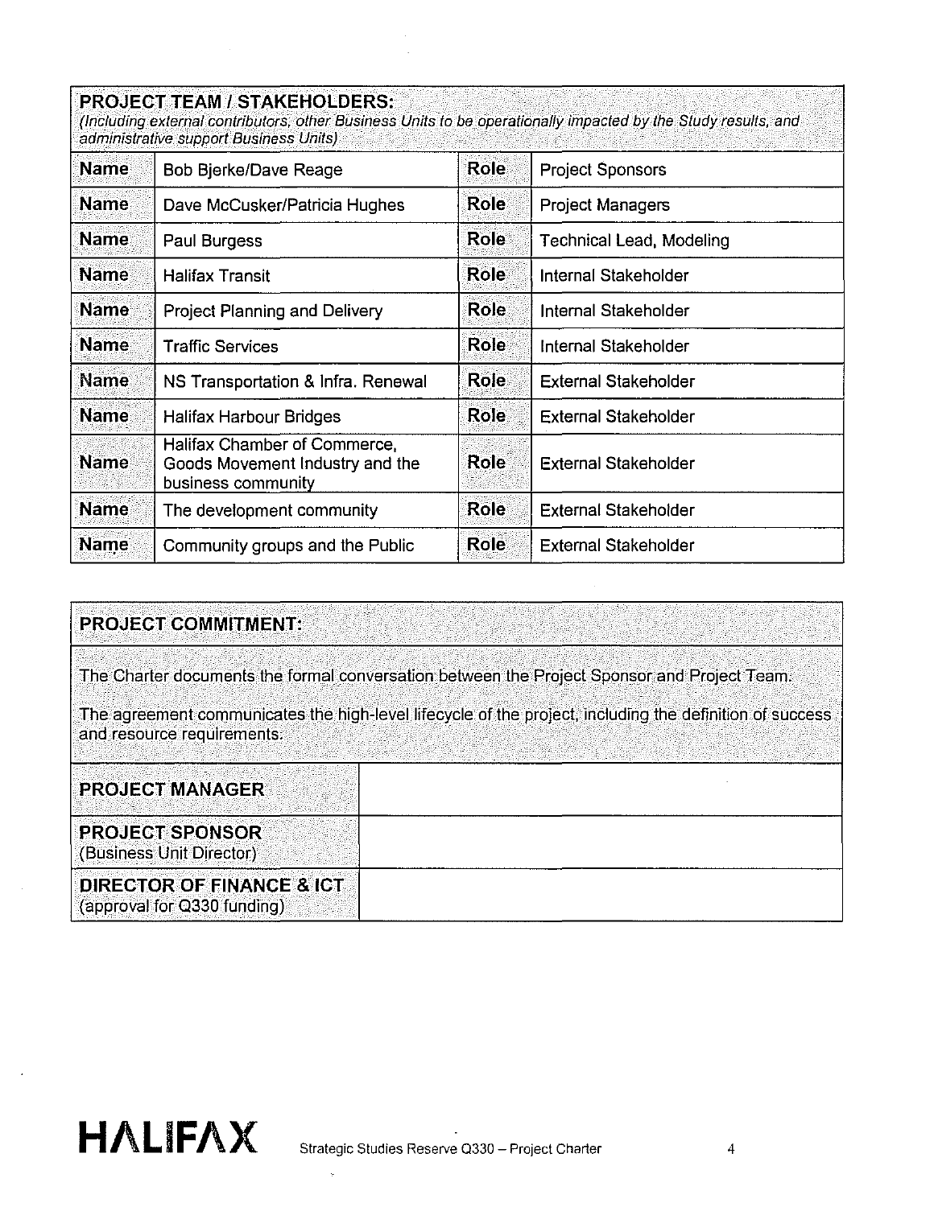## PROJECT TEAM / STAKEHOLDERS:

*(Including external contributors, other Business Units to be operationally impacted by the Study results, and administrative support Business Units)*

| | | | |
|---|---|---|---|
| **Name** | Bob Bjerke/Dave Reage | **Role** | Project Sponsors |
| **Name** | Dave McCusker/Patricia Hughes | **Role** | Project Managers |
| **Name** | Paul Burgess | **Role** | Technical Lead, Modeling |
| **Name** | Halifax Transit | **Role** | Internal Stakeholder |
| **Name** | Project Planning and Delivery | **Role** | Internal Stakeholder |
| **Name** | Traffic Services | **Role** | Internal Stakeholder |
| **Name** | NS Transportation & Infra. Renewal | **Role** | External Stakeholder |
| **Name** | Halifax Harbour Bridges | **Role** | External Stakeholder |
| **Name** | Halifax Chamber of Commerce, Goods Movement Industry and the business community | **Role** | External Stakeholder |
| **Name** | The development community | **Role** | External Stakeholder |
| **Name** | Community groups and the Public | **Role** | External Stakeholder |

## PROJECT COMMITMENT:

The Charter documents the formal conversation between the Project Sponsor and Project Team.

The agreement communicates the high-level lifecycle of the project, including the definition of success and resource requirements.

| | |
|---|---|
| **PROJECT MANAGER** | |
| **PROJECT SPONSOR** (Business Unit Director) | |
| **DIRECTOR OF FINANCE & ICT** (approval for Q330 funding) | |